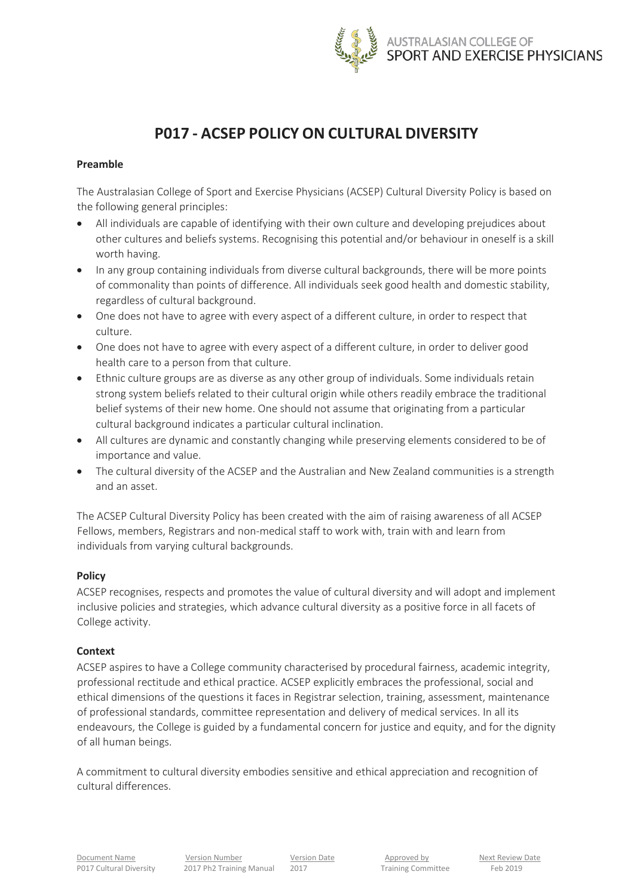# P017 - ACSEP POLICY ON CULTURAL DIVERSITY

**Preamble**

The Australasian College of Sport and Exercise Physicians (ACSEP) Cultural Diversity Policy is based on the following general principles:

- All individuals are capable of identifying with their own culture and developing prejudices about other cultures and beliefs systems. Recognising this potential and/or behaviour in oneself is a skill worth having.
- In any group containing individuals from diverse cultural backgrounds, there will be more points of commonality than points of difference. All individuals seek good health and domestic stability, regardless of cultural background.
- One does not have to agree with every aspect of a different culture, in order to respect that culture.
- One does not have to agree with every aspect of a different culture, in order to deliver good health care to a person from that culture.
- Ethnic culture groups are as diverse as any other group of individuals. Some individuals retain strong system beliefs related to their cultural origin while others readily embrace the traditional belief systems of their new home. One should not assume that originating from a particular cultural background indicates a particular cultural inclination.
- All cultures are dynamic and constantly changing while preserving elements considered to be of importance and value.
- The cultural diversity of the ACSEP and the Australian and New Zealand communities is a strength and an asset.

The ACSEP Cultural Diversity Policy has been created with the aim of raising awareness of all ACSEP Fellows, members, Registrars and non-medical staff to work with, train with and learn from individuals from varying cultural backgrounds.

**Policy**

ACSEP recognises, respects and promotes the value of cultural diversity and will adopt and implement inclusive policies and strategies, which advance cultural diversity as a positive force in all facets of College activity.

**Context**

ACSEP aspires to have a College community characterised by procedural fairness, academic integrity, professional rectitude and ethical practice. ACSEP explicitly embraces the professional, social and ethical dimensions of the questions it faces in Registrar selection, training, assessment, maintenance of professional standards, committee representation and delivery of medical services. In all its endeavours, the College is guided by a fundamental concern for justice and equity, and for the dignity of all human beings.

A commitment to cultural diversity embodies sensitive and ethical appreciation and recognition of cultural differences.

| Document Name | Version Number | Version Date | Approved by | Next Review Date |
| --- | --- | --- | --- | --- |
| P017 Cultural Diversity | 2017 Ph2 Training Manual | 2017 | Training Committee | Feb 2019 |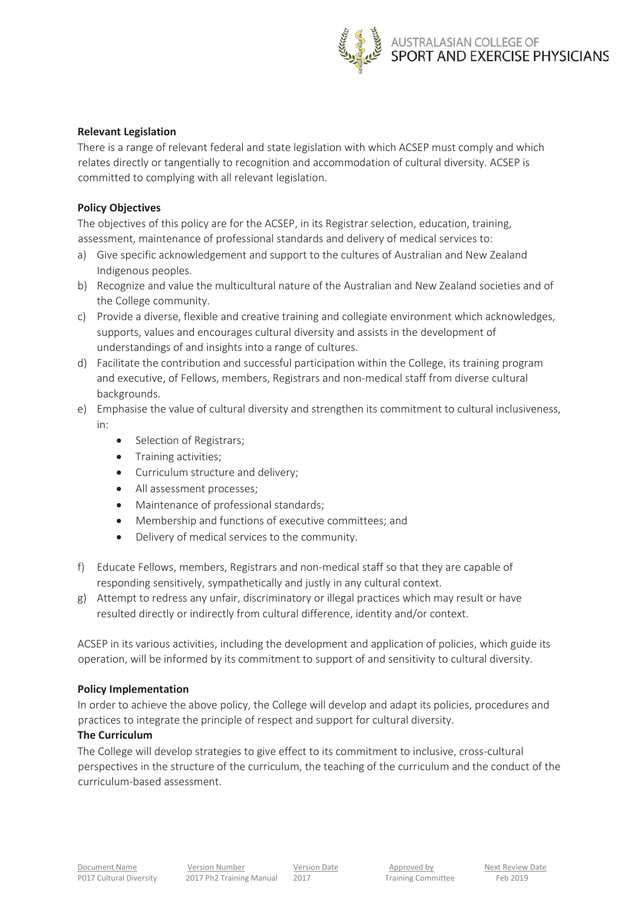**Relevant Legislation**

There is a range of relevant federal and state legislation with which ACSEP must comply and which relates directly or tangentially to recognition and accommodation of cultural diversity. ACSEP is committed to complying with all relevant legislation.

**Policy Objectives**

The objectives of this policy are for the ACSEP, in its Registrar selection, education, training, assessment, maintenance of professional standards and delivery of medical services to:

a) Give specific acknowledgement and support to the cultures of Australian and New Zealand Indigenous peoples.
b) Recognize and value the multicultural nature of the Australian and New Zealand societies and of the College community.
c) Provide a diverse, flexible and creative training and collegiate environment which acknowledges, supports, values and encourages cultural diversity and assists in the development of understandings of and insights into a range of cultures.
d) Facilitate the contribution and successful participation within the College, its training program and executive, of Fellows, members, Registrars and non-medical staff from diverse cultural backgrounds.
e) Emphasise the value of cultural diversity and strengthen its commitment to cultural inclusiveness, in:
    - Selection of Registrars;
    - Training activities;
    - Curriculum structure and delivery;
    - All assessment processes;
    - Maintenance of professional standards;
    - Membership and functions of executive committees; and
    - Delivery of medical services to the community.
f) Educate Fellows, members, Registrars and non-medical staff so that they are capable of responding sensitively, sympathetically and justly in any cultural context.
g) Attempt to redress any unfair, discriminatory or illegal practices which may result or have resulted directly or indirectly from cultural difference, identity and/or context.

ACSEP in its various activities, including the development and application of policies, which guide its operation, will be informed by its commitment to support of and sensitivity to cultural diversity.

**Policy Implementation**

In order to achieve the above policy, the College will develop and adapt its policies, procedures and practices to integrate the principle of respect and support for cultural diversity.

**The Curriculum**

The College will develop strategies to give effect to its commitment to inclusive, cross-cultural perspectives in the structure of the curriculum, the teaching of the curriculum and the conduct of the curriculum-based assessment.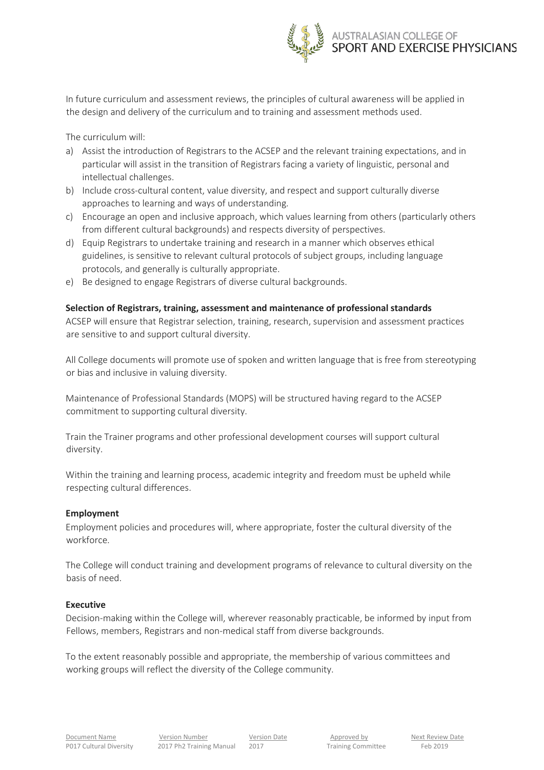In future curriculum and assessment reviews, the principles of cultural awareness will be applied in the design and delivery of the curriculum and to training and assessment methods used.

The curriculum will:

a) Assist the introduction of Registrars to the ACSEP and the relevant training expectations, and in particular will assist in the transition of Registrars facing a variety of linguistic, personal and intellectual challenges.
b) Include cross-cultural content, value diversity, and respect and support culturally diverse approaches to learning and ways of understanding.
c) Encourage an open and inclusive approach, which values learning from others (particularly others from different cultural backgrounds) and respects diversity of perspectives.
d) Equip Registrars to undertake training and research in a manner which observes ethical guidelines, is sensitive to relevant cultural protocols of subject groups, including language protocols, and generally is culturally appropriate.
e) Be designed to engage Registrars of diverse cultural backgrounds.

**Selection of Registrars, training, assessment and maintenance of professional standards**

ACSEP will ensure that Registrar selection, training, research, supervision and assessment practices are sensitive to and support cultural diversity.

All College documents will promote use of spoken and written language that is free from stereotyping or bias and inclusive in valuing diversity.

Maintenance of Professional Standards (MOPS) will be structured having regard to the ACSEP commitment to supporting cultural diversity.

Train the Trainer programs and other professional development courses will support cultural diversity.

Within the training and learning process, academic integrity and freedom must be upheld while respecting cultural differences.

**Employment**

Employment policies and procedures will, where appropriate, foster the cultural diversity of the workforce.

The College will conduct training and development programs of relevance to cultural diversity on the basis of need.

**Executive**

Decision-making within the College will, wherever reasonably practicable, be informed by input from Fellows, members, Registrars and non-medical staff from diverse backgrounds.

To the extent reasonably possible and appropriate, the membership of various committees and working groups will reflect the diversity of the College community.

| Document Name | Version Number | Version Date | Approved by | Next Review Date |
|---|---|---|---|---|
| P017 Cultural Diversity | 2017 Ph2 Training Manual | 2017 | Training Committee | Feb 2019 |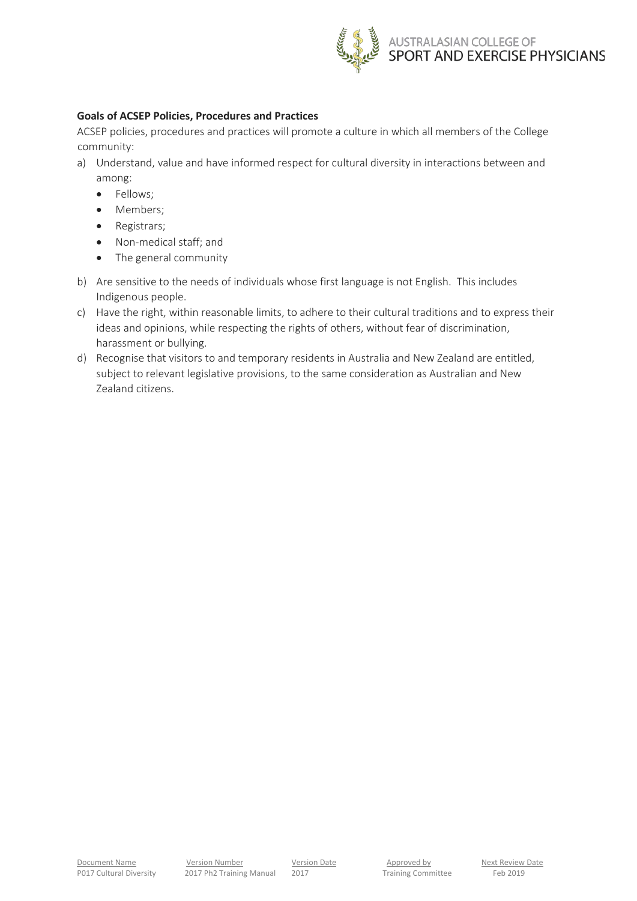**Goals of ACSEP Policies, Procedures and Practices**

ACSEP policies, procedures and practices will promote a culture in which all members of the College community:

a) Understand, value and have informed respect for cultural diversity in interactions between and among:
   - Fellows;
   - Members;
   - Registrars;
   - Non-medical staff; and
   - The general community

b) Are sensitive to the needs of individuals whose first language is not English. This includes Indigenous people.

c) Have the right, within reasonable limits, to adhere to their cultural traditions and to express their ideas and opinions, while respecting the rights of others, without fear of discrimination, harassment or bullying.

d) Recognise that visitors to and temporary residents in Australia and New Zealand are entitled, subject to relevant legislative provisions, to the same consideration as Australian and New Zealand citizens.